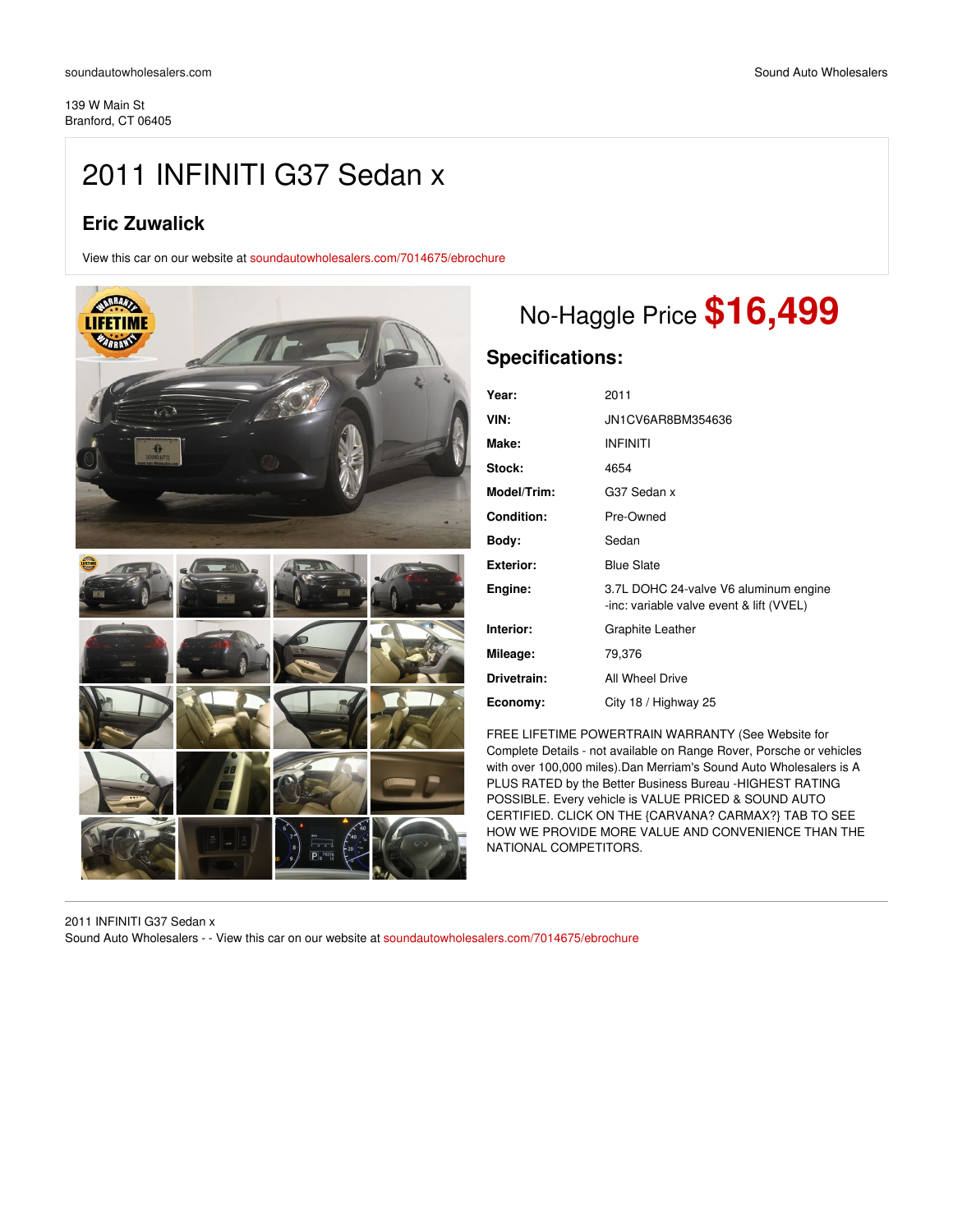soundautowholesalers.com

Sound Auto Wholesalers

139 W Main St
Branford, CT 06405

# 2011 INFINITI G37 Sedan x

## Eric Zuwalick

View this car on our website at soundautowholesalers.com/7014675/ebrochure

No-Haggle Price **$16,499**

## Specifications:

| | |
|---|---|
| **Year:** | 2011 |
| **VIN:** | JN1CV6AR8BM354636 |
| **Make:** | INFINITI |
| **Stock:** | 4654 |
| **Model/Trim:** | G37 Sedan x |
| **Condition:** | Pre-Owned |
| **Body:** | Sedan |
| **Exterior:** | Blue Slate |
| **Engine:** | 3.7L DOHC 24-valve V6 aluminum engine -inc: variable valve event & lift (VVEL) |
| **Interior:** | Graphite Leather |
| **Mileage:** | 79,376 |
| **Drivetrain:** | All Wheel Drive |
| **Economy:** | City 18 / Highway 25 |

FREE LIFETIME POWERTRAIN WARRANTY (See Website for Complete Details - not available on Range Rover, Porsche or vehicles with over 100,000 miles).Dan Merriam's Sound Auto Wholesalers is A PLUS RATED by the Better Business Bureau -HIGHEST RATING POSSIBLE. Every vehicle is VALUE PRICED & SOUND AUTO CERTIFIED. CLICK ON THE {CARVANA? CARMAX?} TAB TO SEE HOW WE PROVIDE MORE VALUE AND CONVENIENCE THAN THE NATIONAL COMPETITORS.

2011 INFINITI G37 Sedan x
Sound Auto Wholesalers - - View this car on our website at soundautowholesalers.com/7014675/ebrochure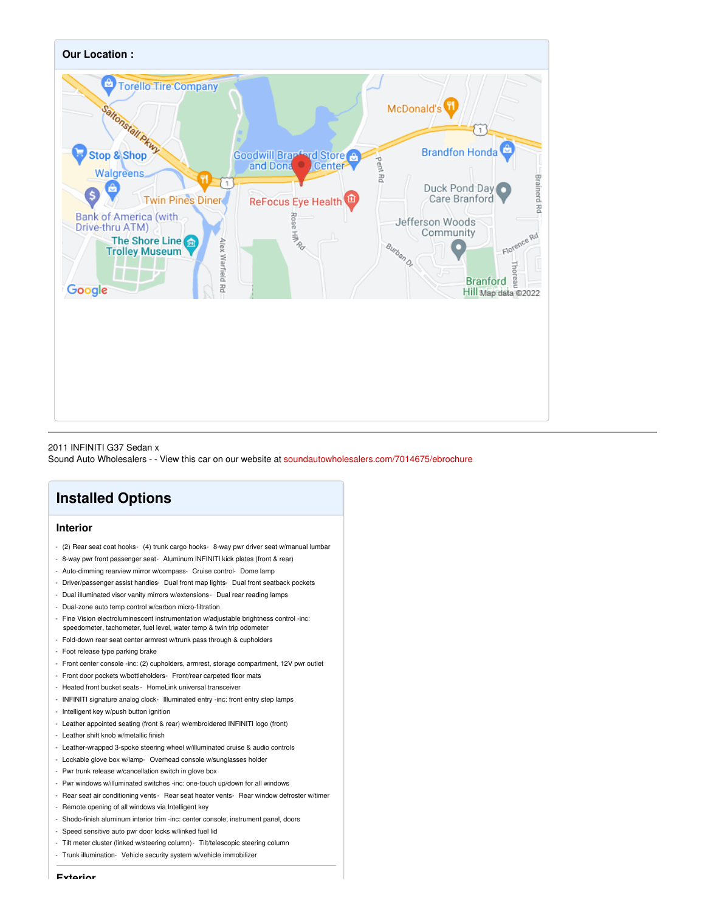## Our Location :

2011 INFINITI G37 Sedan x
Sound Auto Wholesalers - - View this car on our website at soundautowholesalers.com/7014675/ebrochure

# Installed Options

## Interior

- (2) Rear seat coat hooks- (4) trunk cargo hooks- 8-way pwr driver seat w/manual lumbar
- 8-way pwr front passenger seat- Aluminum INFINITI kick plates (front & rear)
- Auto-dimming rearview mirror w/compass- Cruise control- Dome lamp
- Driver/passenger assist handles- Dual front map lights- Dual front seatback pockets
- Dual illuminated visor vanity mirrors w/extensions- Dual rear reading lamps
- Dual-zone auto temp control w/carbon micro-filtration
- Fine Vision electroluminescent instrumentation w/adjustable brightness control -inc: speedometer, tachometer, fuel level, water temp & twin trip odometer
- Fold-down rear seat center armrest w/trunk pass through & cupholders
- Foot release type parking brake
- Front center console -inc: (2) cupholders, armrest, storage compartment, 12V pwr outlet
- Front door pockets w/bottleholders- Front/rear carpeted floor mats
- Heated front bucket seats - HomeLink universal transceiver
- INFINITI signature analog clock- Illuminated entry -inc: front entry step lamps
- Intelligent key w/push button ignition
- Leather appointed seating (front & rear) w/embroidered INFINITI logo (front)
- Leather shift knob w/metallic finish
- Leather-wrapped 3-spoke steering wheel w/illuminated cruise & audio controls
- Lockable glove box w/lamp- Overhead console w/sunglasses holder
- Pwr trunk release w/cancellation switch in glove box
- Pwr windows w/illuminated switches -inc: one-touch up/down for all windows
- Rear seat air conditioning vents - Rear seat heater vents- Rear window defroster w/timer
- Remote opening of all windows via Intelligent key
- Shodo-finish aluminum interior trim -inc: center console, instrument panel, doors
- Speed sensitive auto pwr door locks w/linked fuel lid
- Tilt meter cluster (linked w/steering column)- Tilt/telescopic steering column
- Trunk illumination- Vehicle security system w/vehicle immobilizer

## Exterior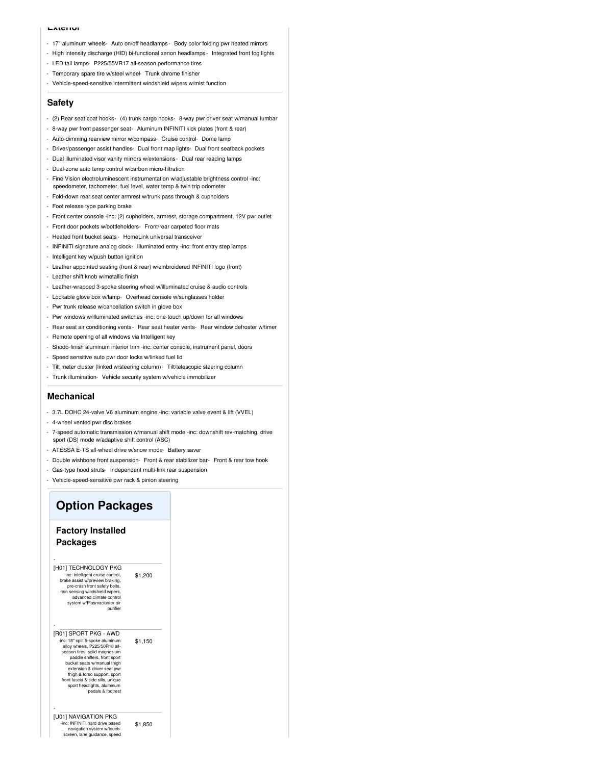## Exterior

- 17" aluminum wheels- Auto on/off headlamps - Body color folding pwr heated mirrors
- High intensity discharge (HID) bi-functional xenon headlamps - Integrated front fog lights
- LED tail lamps- P225/55VR17 all-season performance tires
- Temporary spare tire w/steel wheel- Trunk chrome finisher
- Vehicle-speed-sensitive intermittent windshield wipers w/mist function

## Safety

- (2) Rear seat coat hooks - (4) trunk cargo hooks - 8-way pwr driver seat w/manual lumbar
- 8-way pwr front passenger seat - Aluminum INFINITI kick plates (front & rear)
- Auto-dimming rearview mirror w/compass - Cruise control - Dome lamp
- Driver/passenger assist handles - Dual front map lights - Dual front seatback pockets
- Dual illuminated visor vanity mirrors w/extensions - Dual rear reading lamps
- Dual-zone auto temp control w/carbon micro-filtration
- Fine Vision electroluminescent instrumentation w/adjustable brightness control -inc: speedometer, tachometer, fuel level, water temp & twin trip odometer
- Fold-down rear seat center armrest w/trunk pass through & cupholders
- Foot release type parking brake
- Front center console -inc: (2) cupholders, armrest, storage compartment, 12V pwr outlet
- Front door pockets w/bottleholders - Front/rear carpeted floor mats
- Heated front bucket seats - HomeLink universal transceiver
- INFINITI signature analog clock - Illuminated entry -inc: front entry step lamps
- Intelligent key w/push button ignition
- Leather appointed seating (front & rear) w/embroidered INFINITI logo (front)
- Leather shift knob w/metallic finish
- Leather-wrapped 3-spoke steering wheel w/illuminated cruise & audio controls
- Lockable glove box w/lamp - Overhead console w/sunglasses holder
- Pwr trunk release w/cancellation switch in glove box
- Pwr windows w/illuminated switches -inc: one-touch up/down for all windows
- Rear seat air conditioning vents - Rear seat heater vents - Rear window defroster w/timer
- Remote opening of all windows via Intelligent key
- Shodo-finish aluminum interior trim -inc: center console, instrument panel, doors
- Speed sensitive auto pwr door locks w/linked fuel lid
- Tilt meter cluster (linked w/steering column) - Tilt/telescopic steering column
- Trunk illumination - Vehicle security system w/vehicle immobilizer

## Mechanical

- 3.7L DOHC 24-valve V6 aluminum engine -inc: variable valve event & lift (VVEL)
- 4-wheel vented pwr disc brakes
- 7-speed automatic transmission w/manual shift mode -inc: downshift rev-matching, drive sport (DS) mode w/adaptive shift control (ASC)
- ATESSA E-TS all-wheel drive w/snow mode - Battery saver
- Double wishbone front suspension - Front & rear stabilizer bar - Front & rear tow hook
- Gas-type hood struts - Independent multi-link rear suspension
- Vehicle-speed-sensitive pwr rack & pinion steering

# Option Packages

## Factory Installed Packages

| Package | Price |
| --- | --- |
| [H01] TECHNOLOGY PKG -inc: intelligent cruise control, brake assist w/preview braking, pre-crash front safety belts, rain sensing windshield wipers, advanced climate control system w/Plasmacluster air purifier | $1,200 |
| [R01] SPORT PKG - AWD -inc: 18" split 5-spoke aluminum alloy wheels, P225/50R18 all-season tires, solid magnesium paddle shifters, front sport bucket seats w/manual thigh extension & driver seat pwr thigh & torso support, sport front fascia & side sills, unique sport headlights, aluminum pedals & footrest | $1,150 |
| [U01] NAVIGATION PKG -inc: INFINITI hard drive based navigation system w/touch-screen, lane guidance, speed | $1,850 |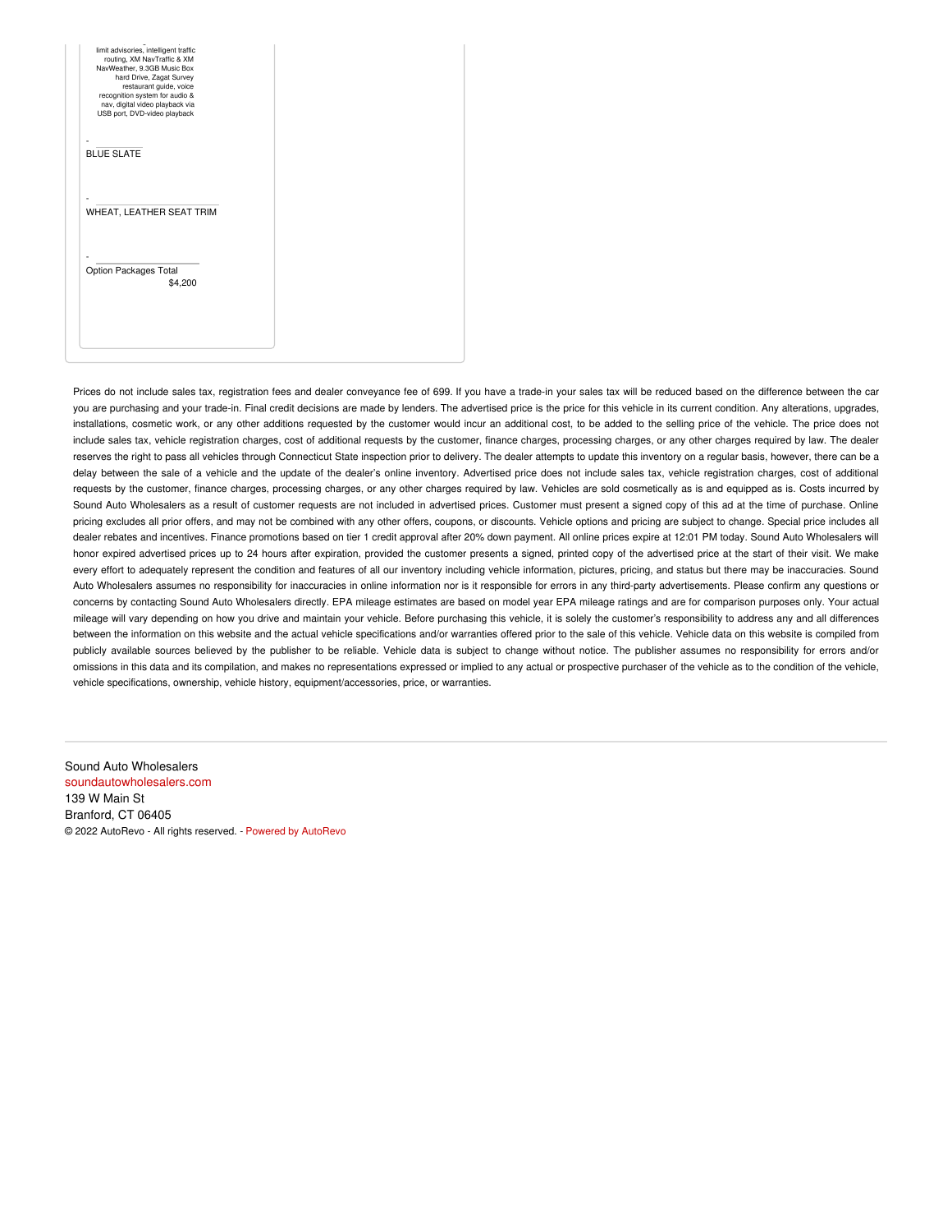limit advisories, intelligent traffic routing, XM NavTraffic & XM NavWeather, 9.3GB Music Box hard Drive, Zagat Survey restaurant guide, voice recognition system for audio & nav, digital video playback via USB port, DVD-video playback

-
BLUE SLATE

-
WHEAT, LEATHER SEAT TRIM

-
Option Packages Total
$4,200

Prices do not include sales tax, registration fees and dealer conveyance fee of 699. If you have a trade-in your sales tax will be reduced based on the difference between the car you are purchasing and your trade-in. Final credit decisions are made by lenders. The advertised price is the price for this vehicle in its current condition. Any alterations, upgrades, installations, cosmetic work, or any other additions requested by the customer would incur an additional cost, to be added to the selling price of the vehicle. The price does not include sales tax, vehicle registration charges, cost of additional requests by the customer, finance charges, processing charges, or any other charges required by law. The dealer reserves the right to pass all vehicles through Connecticut State inspection prior to delivery. The dealer attempts to update this inventory on a regular basis, however, there can be a delay between the sale of a vehicle and the update of the dealer's online inventory. Advertised price does not include sales tax, vehicle registration charges, cost of additional requests by the customer, finance charges, processing charges, or any other charges required by law. Vehicles are sold cosmetically as is and equipped as is. Costs incurred by Sound Auto Wholesalers as a result of customer requests are not included in advertised prices. Customer must present a signed copy of this ad at the time of purchase. Online pricing excludes all prior offers, and may not be combined with any other offers, coupons, or discounts. Vehicle options and pricing are subject to change. Special price includes all dealer rebates and incentives. Finance promotions based on tier 1 credit approval after 20% down payment. All online prices expire at 12:01 PM today. Sound Auto Wholesalers will honor expired advertised prices up to 24 hours after expiration, provided the customer presents a signed, printed copy of the advertised price at the start of their visit. We make every effort to adequately represent the condition and features of all our inventory including vehicle information, pictures, pricing, and status but there may be inaccuracies. Sound Auto Wholesalers assumes no responsibility for inaccuracies in online information nor is it responsible for errors in any third-party advertisements. Please confirm any questions or concerns by contacting Sound Auto Wholesalers directly. EPA mileage estimates are based on model year EPA mileage ratings and are for comparison purposes only. Your actual mileage will vary depending on how you drive and maintain your vehicle. Before purchasing this vehicle, it is solely the customer's responsibility to address any and all differences between the information on this website and the actual vehicle specifications and/or warranties offered prior to the sale of this vehicle. Vehicle data on this website is compiled from publicly available sources believed by the publisher to be reliable. Vehicle data is subject to change without notice. The publisher assumes no responsibility for errors and/or omissions in this data and its compilation, and makes no representations expressed or implied to any actual or prospective purchaser of the vehicle as to the condition of the vehicle, vehicle specifications, ownership, vehicle history, equipment/accessories, price, or warranties.

---

Sound Auto Wholesalers
soundautowholesalers.com
139 W Main St
Branford, CT 06405
© 2022 AutoRevo - All rights reserved. - Powered by AutoRevo